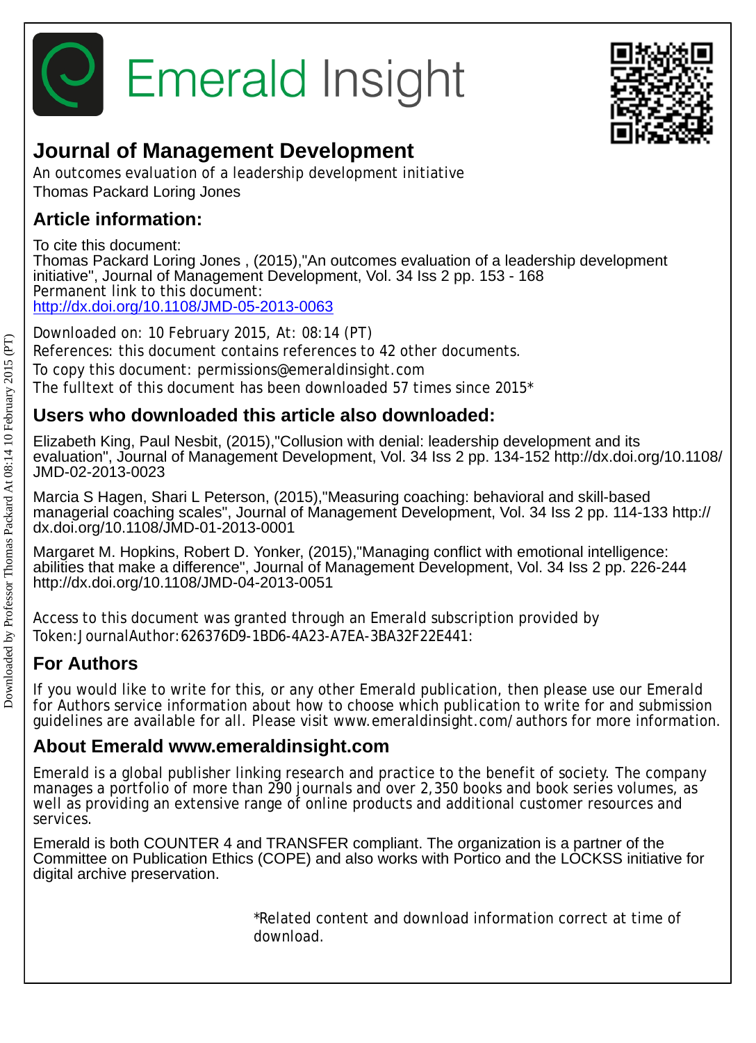# Emerald Insight

## Journal of Management Development

An outcomes evaluation of a leadership development initiative
Thomas Packard Loring Jones

## Article information:

To cite this document:
Thomas Packard Loring Jones , (2015),"An outcomes evaluation of a leadership development initiative", Journal of Management Development, Vol. 34 Iss 2 pp. 153 - 168
Permanent link to this document:
http://dx.doi.org/10.1108/JMD-05-2013-0063

Downloaded on: 10 February 2015, At: 08:14 (PT)
References: this document contains references to 42 other documents.
To copy this document: permissions@emeraldinsight.com
The fulltext of this document has been downloaded 57 times since 2015*

## Users who downloaded this article also downloaded:

Elizabeth King, Paul Nesbit, (2015),"Collusion with denial: leadership development and its evaluation", Journal of Management Development, Vol. 34 Iss 2 pp. 134-152 http://dx.doi.org/10.1108/JMD-02-2013-0023

Marcia S Hagen, Shari L Peterson, (2015),"Measuring coaching: behavioral and skill-based managerial coaching scales", Journal of Management Development, Vol. 34 Iss 2 pp. 114-133 http://dx.doi.org/10.1108/JMD-01-2013-0001

Margaret M. Hopkins, Robert D. Yonker, (2015),"Managing conflict with emotional intelligence: abilities that make a difference", Journal of Management Development, Vol. 34 Iss 2 pp. 226-244 http://dx.doi.org/10.1108/JMD-04-2013-0051

Access to this document was granted through an Emerald subscription provided by Token:JournalAuthor:626376D9-1BD6-4A23-A7EA-3BA32F22E441:

## For Authors

If you would like to write for this, or any other Emerald publication, then please use our Emerald for Authors service information about how to choose which publication to write for and submission guidelines are available for all. Please visit www.emeraldinsight.com/authors for more information.

## About Emerald www.emeraldinsight.com

Emerald is a global publisher linking research and practice to the benefit of society. The company manages a portfolio of more than 290 journals and over 2,350 books and book series volumes, as well as providing an extensive range of online products and additional customer resources and services.

Emerald is both COUNTER 4 and TRANSFER compliant. The organization is a partner of the Committee on Publication Ethics (COPE) and also works with Portico and the LOCKSS initiative for digital archive preservation.

*Related content and download information correct at time of download.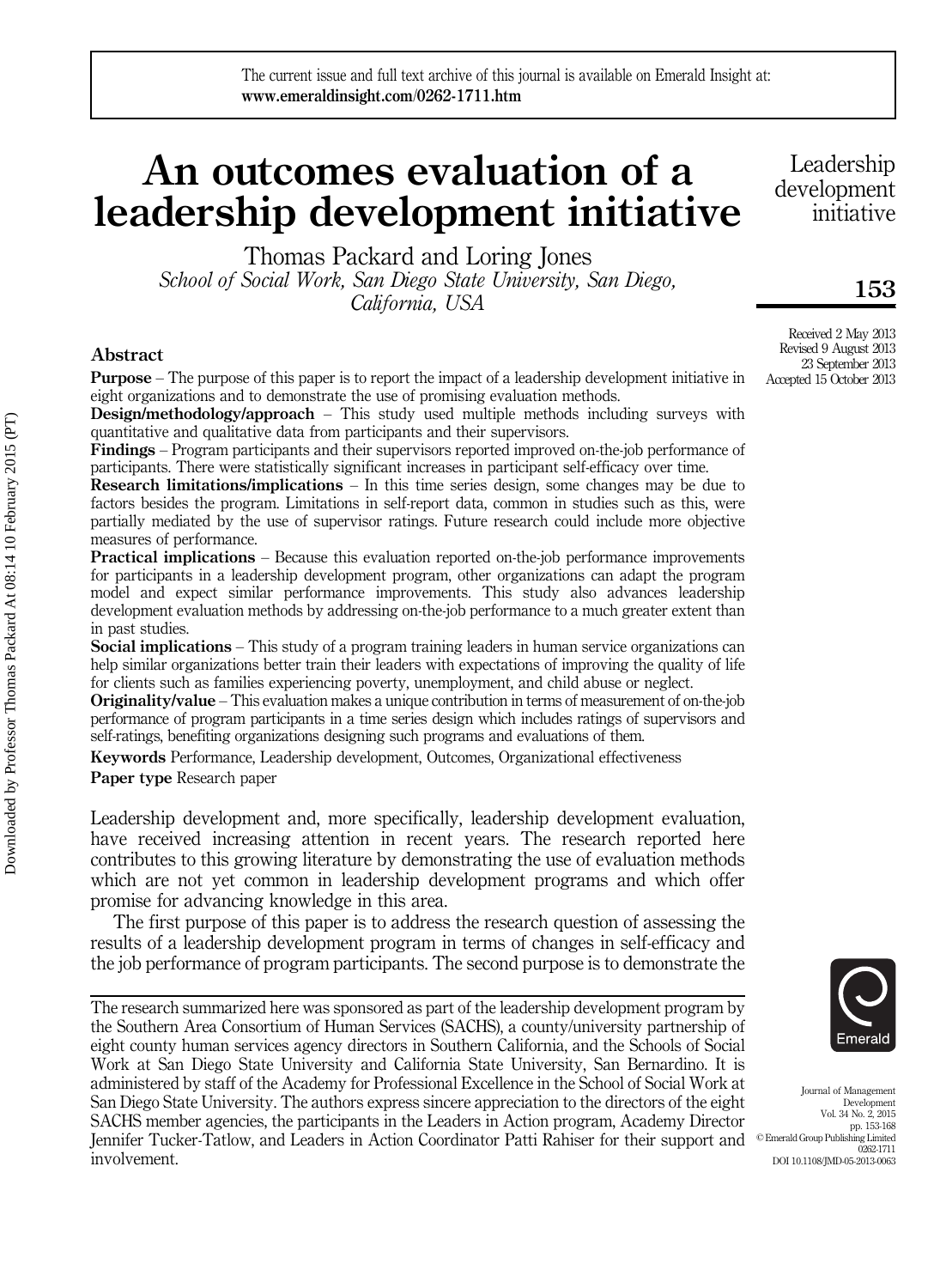# An outcomes evaluation of a leadership development initiative

Thomas Packard and Loring Jones

*School of Social Work, San Diego State University, San Diego, California, USA*

Received 2 May 2013
Revised 9 August 2013
23 September 2013
Accepted 15 October 2013

## Abstract

**Purpose** – The purpose of this paper is to report the impact of a leadership development initiative in eight organizations and to demonstrate the use of promising evaluation methods.

**Design/methodology/approach** – This study used multiple methods including surveys with quantitative and qualitative data from participants and their supervisors.

**Findings** – Program participants and their supervisors reported improved on-the-job performance of participants. There were statistically significant increases in participant self-efficacy over time.

**Research limitations/implications** – In this time series design, some changes may be due to factors besides the program. Limitations in self-report data, common in studies such as this, were partially mediated by the use of supervisor ratings. Future research could include more objective measures of performance.

**Practical implications** – Because this evaluation reported on-the-job performance improvements for participants in a leadership development program, other organizations can adapt the program model and expect similar performance improvements. This study also advances leadership development evaluation methods by addressing on-the-job performance to a much greater extent than in past studies.

**Social implications** – This study of a program training leaders in human service organizations can help similar organizations better train their leaders with expectations of improving the quality of life for clients such as families experiencing poverty, unemployment, and child abuse or neglect.

**Originality/value** – This evaluation makes a unique contribution in terms of measurement of on-the-job performance of program participants in a time series design which includes ratings of supervisors and self-ratings, benefiting organizations designing such programs and evaluations of them.

**Keywords** Performance, Leadership development, Outcomes, Organizational effectiveness

**Paper type** Research paper

Leadership development and, more specifically, leadership development evaluation, have received increasing attention in recent years. The research reported here contributes to this growing literature by demonstrating the use of evaluation methods which are not yet common in leadership development programs and which offer promise for advancing knowledge in this area.

The first purpose of this paper is to address the research question of assessing the results of a leadership development program in terms of changes in self-efficacy and the job performance of program participants. The second purpose is to demonstrate the

The research summarized here was sponsored as part of the leadership development program by the Southern Area Consortium of Human Services (SACHS), a county/university partnership of eight county human services agency directors in Southern California, and the Schools of Social Work at San Diego State University and California State University, San Bernardino. It is administered by staff of the Academy for Professional Excellence in the School of Social Work at San Diego State University. The authors express sincere appreciation to the directors of the eight SACHS member agencies, the participants in the Leaders in Action program, Academy Director Jennifer Tucker-Tatlow, and Leaders in Action Coordinator Patti Rahiser for their support and involvement.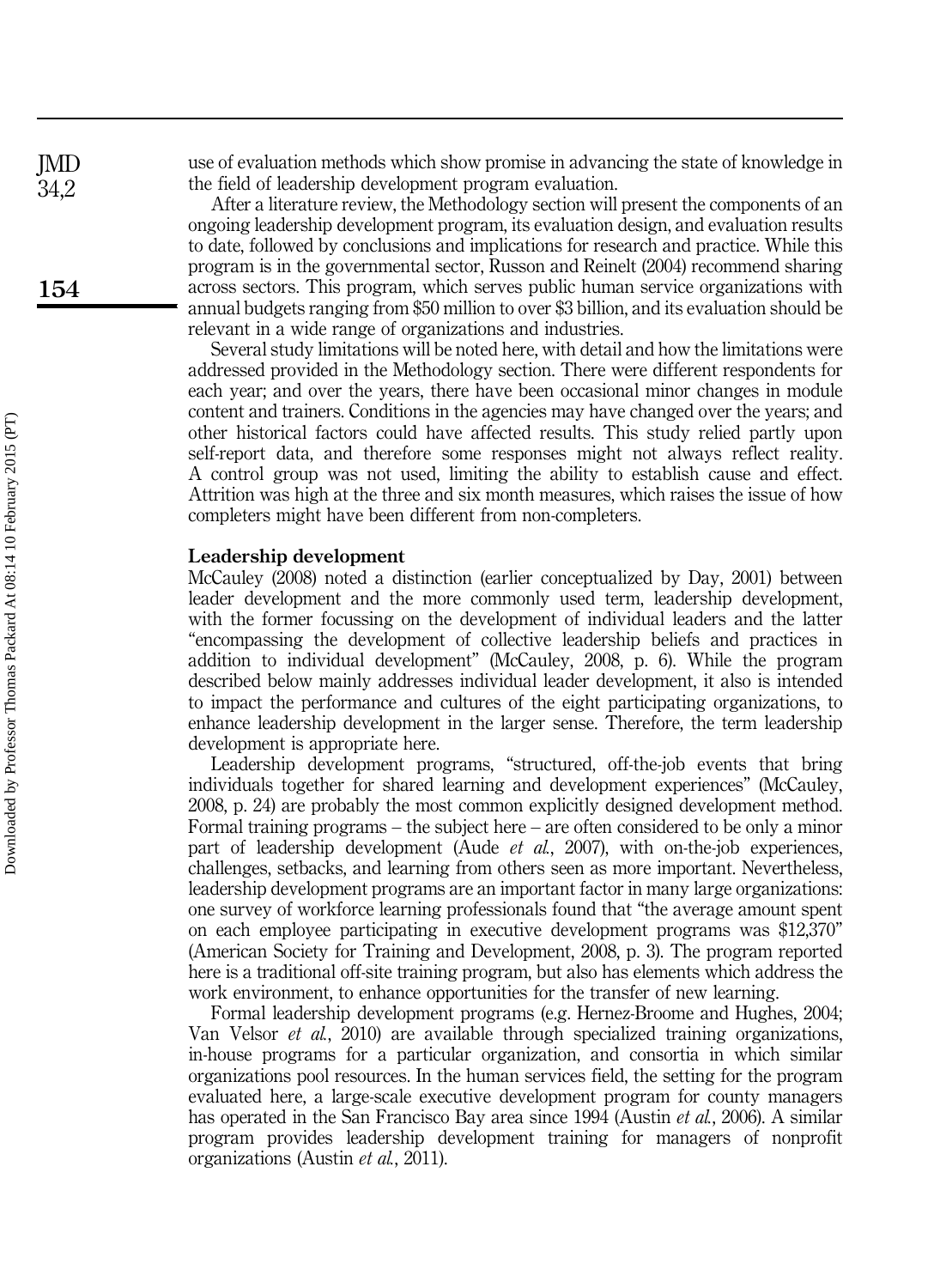use of evaluation methods which show promise in advancing the state of knowledge in the field of leadership development program evaluation.

After a literature review, the Methodology section will present the components of an ongoing leadership development program, its evaluation design, and evaluation results to date, followed by conclusions and implications for research and practice. While this program is in the governmental sector, Russon and Reinelt (2004) recommend sharing across sectors. This program, which serves public human service organizations with annual budgets ranging from $50 million to over $3 billion, and its evaluation should be relevant in a wide range of organizations and industries.

Several study limitations will be noted here, with detail and how the limitations were addressed provided in the Methodology section. There were different respondents for each year; and over the years, there have been occasional minor changes in module content and trainers. Conditions in the agencies may have changed over the years; and other historical factors could have affected results. This study relied partly upon self-report data, and therefore some responses might not always reflect reality. A control group was not used, limiting the ability to establish cause and effect. Attrition was high at the three and six month measures, which raises the issue of how completers might have been different from non-completers.

## Leadership development

McCauley (2008) noted a distinction (earlier conceptualized by Day, 2001) between leader development and the more commonly used term, leadership development, with the former focussing on the development of individual leaders and the latter "encompassing the development of collective leadership beliefs and practices in addition to individual development" (McCauley, 2008, p. 6). While the program described below mainly addresses individual leader development, it also is intended to impact the performance and cultures of the eight participating organizations, to enhance leadership development in the larger sense. Therefore, the term leadership development is appropriate here.

Leadership development programs, "structured, off-the-job events that bring individuals together for shared learning and development experiences" (McCauley, 2008, p. 24) are probably the most common explicitly designed development method. Formal training programs – the subject here – are often considered to be only a minor part of leadership development (Aude *et al.*, 2007), with on-the-job experiences, challenges, setbacks, and learning from others seen as more important. Nevertheless, leadership development programs are an important factor in many large organizations: one survey of workforce learning professionals found that "the average amount spent on each employee participating in executive development programs was $12,370" (American Society for Training and Development, 2008, p. 3). The program reported here is a traditional off-site training program, but also has elements which address the work environment, to enhance opportunities for the transfer of new learning.

Formal leadership development programs (e.g. Hernez-Broome and Hughes, 2004; Van Velsor *et al.*, 2010) are available through specialized training organizations, in-house programs for a particular organization, and consortia in which similar organizations pool resources. In the human services field, the setting for the program evaluated here, a large-scale executive development program for county managers has operated in the San Francisco Bay area since 1994 (Austin *et al.*, 2006). A similar program provides leadership development training for managers of nonprofit organizations (Austin *et al.*, 2011).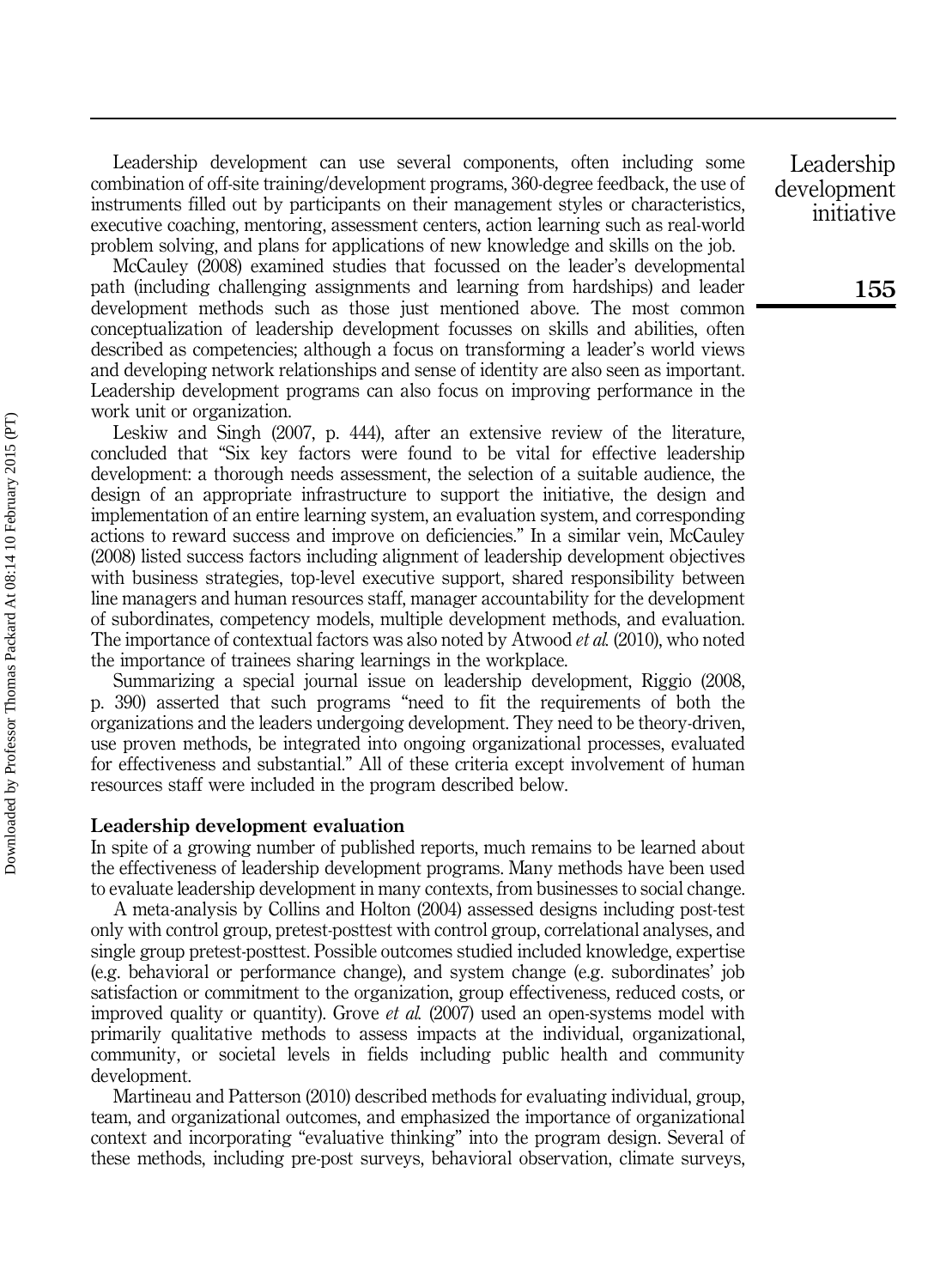Leadership development can use several components, often including some combination of off-site training/development programs, 360-degree feedback, the use of instruments filled out by participants on their management styles or characteristics, executive coaching, mentoring, assessment centers, action learning such as real-world problem solving, and plans for applications of new knowledge and skills on the job.

McCauley (2008) examined studies that focussed on the leader's developmental path (including challenging assignments and learning from hardships) and leader development methods such as those just mentioned above. The most common conceptualization of leadership development focusses on skills and abilities, often described as competencies; although a focus on transforming a leader's world views and developing network relationships and sense of identity are also seen as important. Leadership development programs can also focus on improving performance in the work unit or organization.

Leskiw and Singh (2007, p. 444), after an extensive review of the literature, concluded that "Six key factors were found to be vital for effective leadership development: a thorough needs assessment, the selection of a suitable audience, the design of an appropriate infrastructure to support the initiative, the design and implementation of an entire learning system, an evaluation system, and corresponding actions to reward success and improve on deficiencies." In a similar vein, McCauley (2008) listed success factors including alignment of leadership development objectives with business strategies, top-level executive support, shared responsibility between line managers and human resources staff, manager accountability for the development of subordinates, competency models, multiple development methods, and evaluation. The importance of contextual factors was also noted by Atwood *et al.* (2010), who noted the importance of trainees sharing learnings in the workplace.

Summarizing a special journal issue on leadership development, Riggio (2008, p. 390) asserted that such programs "need to fit the requirements of both the organizations and the leaders undergoing development. They need to be theory-driven, use proven methods, be integrated into ongoing organizational processes, evaluated for effectiveness and substantial." All of these criteria except involvement of human resources staff were included in the program described below.

### Leadership development evaluation

In spite of a growing number of published reports, much remains to be learned about the effectiveness of leadership development programs. Many methods have been used to evaluate leadership development in many contexts, from businesses to social change.

A meta-analysis by Collins and Holton (2004) assessed designs including post-test only with control group, pretest-posttest with control group, correlational analyses, and single group pretest-posttest. Possible outcomes studied included knowledge, expertise (e.g. behavioral or performance change), and system change (e.g. subordinates' job satisfaction or commitment to the organization, group effectiveness, reduced costs, or improved quality or quantity). Grove *et al.* (2007) used an open-systems model with primarily qualitative methods to assess impacts at the individual, organizational, community, or societal levels in fields including public health and community development.

Martineau and Patterson (2010) described methods for evaluating individual, group, team, and organizational outcomes, and emphasized the importance of organizational context and incorporating "evaluative thinking" into the program design. Several of these methods, including pre-post surveys, behavioral observation, climate surveys,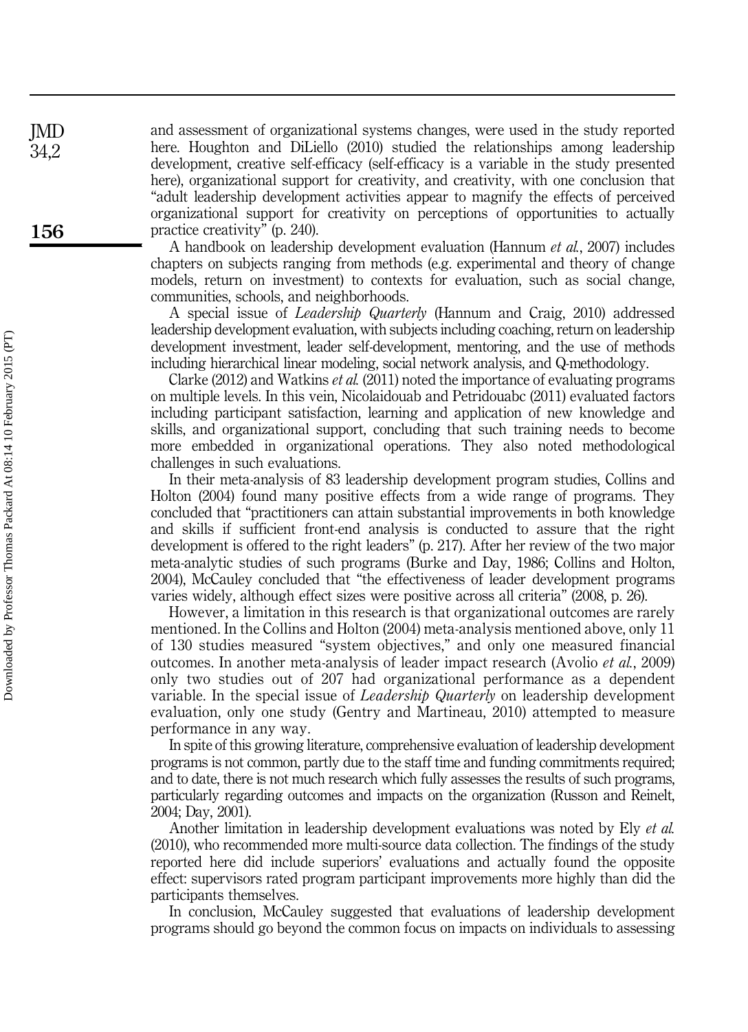and assessment of organizational systems changes, were used in the study reported here. Houghton and DiLiello (2010) studied the relationships among leadership development, creative self-efficacy (self-efficacy is a variable in the study presented here), organizational support for creativity, and creativity, with one conclusion that "adult leadership development activities appear to magnify the effects of perceived organizational support for creativity on perceptions of opportunities to actually practice creativity" (p. 240).

A handbook on leadership development evaluation (Hannum *et al.*, 2007) includes chapters on subjects ranging from methods (e.g. experimental and theory of change models, return on investment) to contexts for evaluation, such as social change, communities, schools, and neighborhoods.

A special issue of *Leadership Quarterly* (Hannum and Craig, 2010) addressed leadership development evaluation, with subjects including coaching, return on leadership development investment, leader self-development, mentoring, and the use of methods including hierarchical linear modeling, social network analysis, and Q-methodology.

Clarke (2012) and Watkins *et al.* (2011) noted the importance of evaluating programs on multiple levels. In this vein, Nicolaidouab and Petridouabc (2011) evaluated factors including participant satisfaction, learning and application of new knowledge and skills, and organizational support, concluding that such training needs to become more embedded in organizational operations. They also noted methodological challenges in such evaluations.

In their meta-analysis of 83 leadership development program studies, Collins and Holton (2004) found many positive effects from a wide range of programs. They concluded that "practitioners can attain substantial improvements in both knowledge and skills if sufficient front-end analysis is conducted to assure that the right development is offered to the right leaders" (p. 217). After her review of the two major meta-analytic studies of such programs (Burke and Day, 1986; Collins and Holton, 2004), McCauley concluded that "the effectiveness of leader development programs varies widely, although effect sizes were positive across all criteria" (2008, p. 26).

However, a limitation in this research is that organizational outcomes are rarely mentioned. In the Collins and Holton (2004) meta-analysis mentioned above, only 11 of 130 studies measured "system objectives," and only one measured financial outcomes. In another meta-analysis of leader impact research (Avolio *et al.*, 2009) only two studies out of 207 had organizational performance as a dependent variable. In the special issue of *Leadership Quarterly* on leadership development evaluation, only one study (Gentry and Martineau, 2010) attempted to measure performance in any way.

In spite of this growing literature, comprehensive evaluation of leadership development programs is not common, partly due to the staff time and funding commitments required; and to date, there is not much research which fully assesses the results of such programs, particularly regarding outcomes and impacts on the organization (Russon and Reinelt, 2004; Day, 2001).

Another limitation in leadership development evaluations was noted by Ely *et al.* (2010), who recommended more multi-source data collection. The findings of the study reported here did include superiors' evaluations and actually found the opposite effect: supervisors rated program participant improvements more highly than did the participants themselves.

In conclusion, McCauley suggested that evaluations of leadership development programs should go beyond the common focus on impacts on individuals to assessing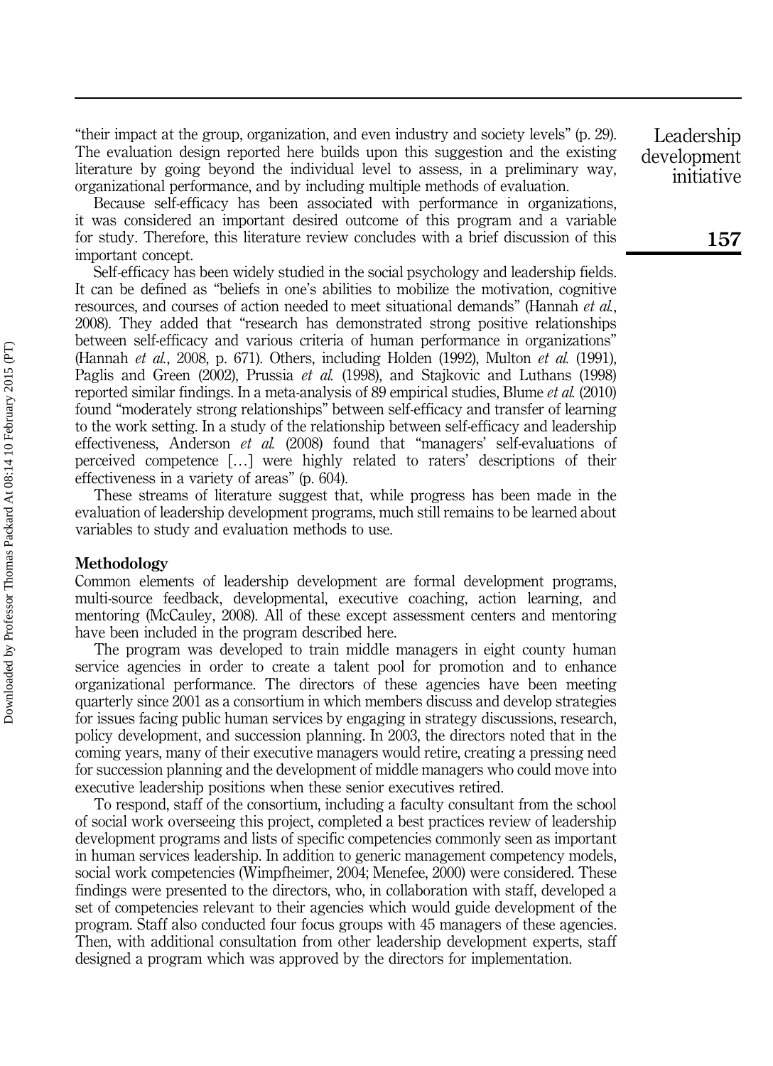"their impact at the group, organization, and even industry and society levels" (p. 29). The evaluation design reported here builds upon this suggestion and the existing literature by going beyond the individual level to assess, in a preliminary way, organizational performance, and by including multiple methods of evaluation.

Because self-efficacy has been associated with performance in organizations, it was considered an important desired outcome of this program and a variable for study. Therefore, this literature review concludes with a brief discussion of this important concept.

Self-efficacy has been widely studied in the social psychology and leadership fields. It can be defined as "beliefs in one's abilities to mobilize the motivation, cognitive resources, and courses of action needed to meet situational demands" (Hannah *et al.*, 2008). They added that "research has demonstrated strong positive relationships between self-efficacy and various criteria of human performance in organizations" (Hannah *et al.*, 2008, p. 671). Others, including Holden (1992), Multon *et al.* (1991), Paglis and Green (2002), Prussia *et al.* (1998), and Stajkovic and Luthans (1998) reported similar findings. In a meta-analysis of 89 empirical studies, Blume *et al.* (2010) found "moderately strong relationships" between self-efficacy and transfer of learning to the work setting. In a study of the relationship between self-efficacy and leadership effectiveness, Anderson *et al.* (2008) found that "managers' self-evaluations of perceived competence […] were highly related to raters' descriptions of their effectiveness in a variety of areas" (p. 604).

These streams of literature suggest that, while progress has been made in the evaluation of leadership development programs, much still remains to be learned about variables to study and evaluation methods to use.

## Methodology

Common elements of leadership development are formal development programs, multi-source feedback, developmental, executive coaching, action learning, and mentoring (McCauley, 2008). All of these except assessment centers and mentoring have been included in the program described here.

The program was developed to train middle managers in eight county human service agencies in order to create a talent pool for promotion and to enhance organizational performance. The directors of these agencies have been meeting quarterly since 2001 as a consortium in which members discuss and develop strategies for issues facing public human services by engaging in strategy discussions, research, policy development, and succession planning. In 2003, the directors noted that in the coming years, many of their executive managers would retire, creating a pressing need for succession planning and the development of middle managers who could move into executive leadership positions when these senior executives retired.

To respond, staff of the consortium, including a faculty consultant from the school of social work overseeing this project, completed a best practices review of leadership development programs and lists of specific competencies commonly seen as important in human services leadership. In addition to generic management competency models, social work competencies (Wimpfheimer, 2004; Menefee, 2000) were considered. These findings were presented to the directors, who, in collaboration with staff, developed a set of competencies relevant to their agencies which would guide development of the program. Staff also conducted four focus groups with 45 managers of these agencies. Then, with additional consultation from other leadership development experts, staff designed a program which was approved by the directors for implementation.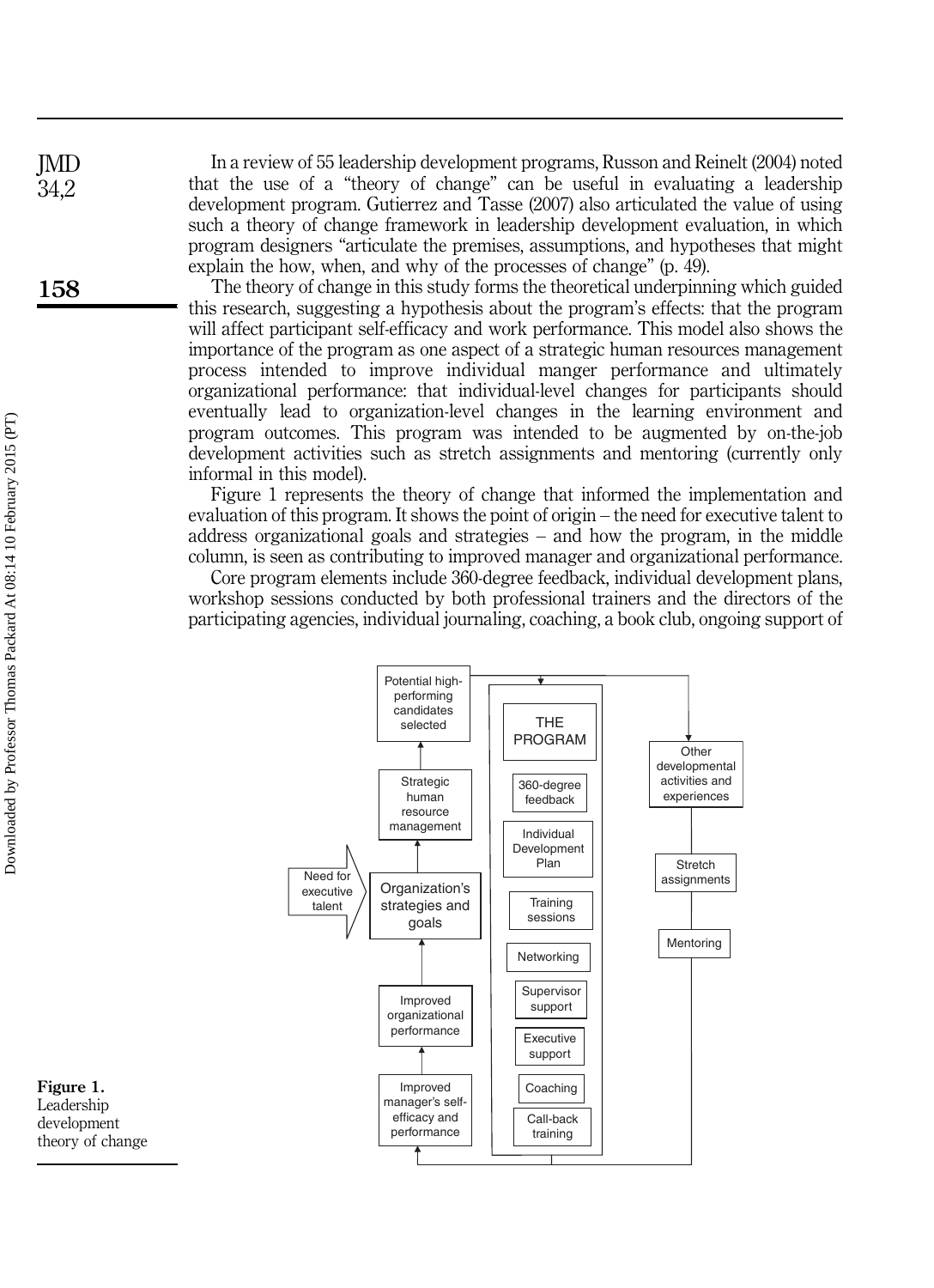In a review of 55 leadership development programs, Russon and Reinelt (2004) noted that the use of a "theory of change" can be useful in evaluating a leadership development program. Gutierrez and Tasse (2007) also articulated the value of using such a theory of change framework in leadership development evaluation, in which program designers "articulate the premises, assumptions, and hypotheses that might explain the how, when, and why of the processes of change" (p. 49).

The theory of change in this study forms the theoretical underpinning which guided this research, suggesting a hypothesis about the program's effects: that the program will affect participant self-efficacy and work performance. This model also shows the importance of the program as one aspect of a strategic human resources management process intended to improve individual manger performance and ultimately organizational performance: that individual-level changes for participants should eventually lead to organization-level changes in the learning environment and program outcomes. This program was intended to be augmented by on-the-job development activities such as stretch assignments and mentoring (currently only informal in this model).

Figure 1 represents the theory of change that informed the implementation and evaluation of this program. It shows the point of origin – the need for executive talent to address organizational goals and strategies – and how the program, in the middle column, is seen as contributing to improved manager and organizational performance.

Core program elements include 360-degree feedback, individual development plans, workshop sessions conducted by both professional trainers and the directors of the participating agencies, individual journaling, coaching, a book club, ongoing support of

Figure 1. Leadership development theory of change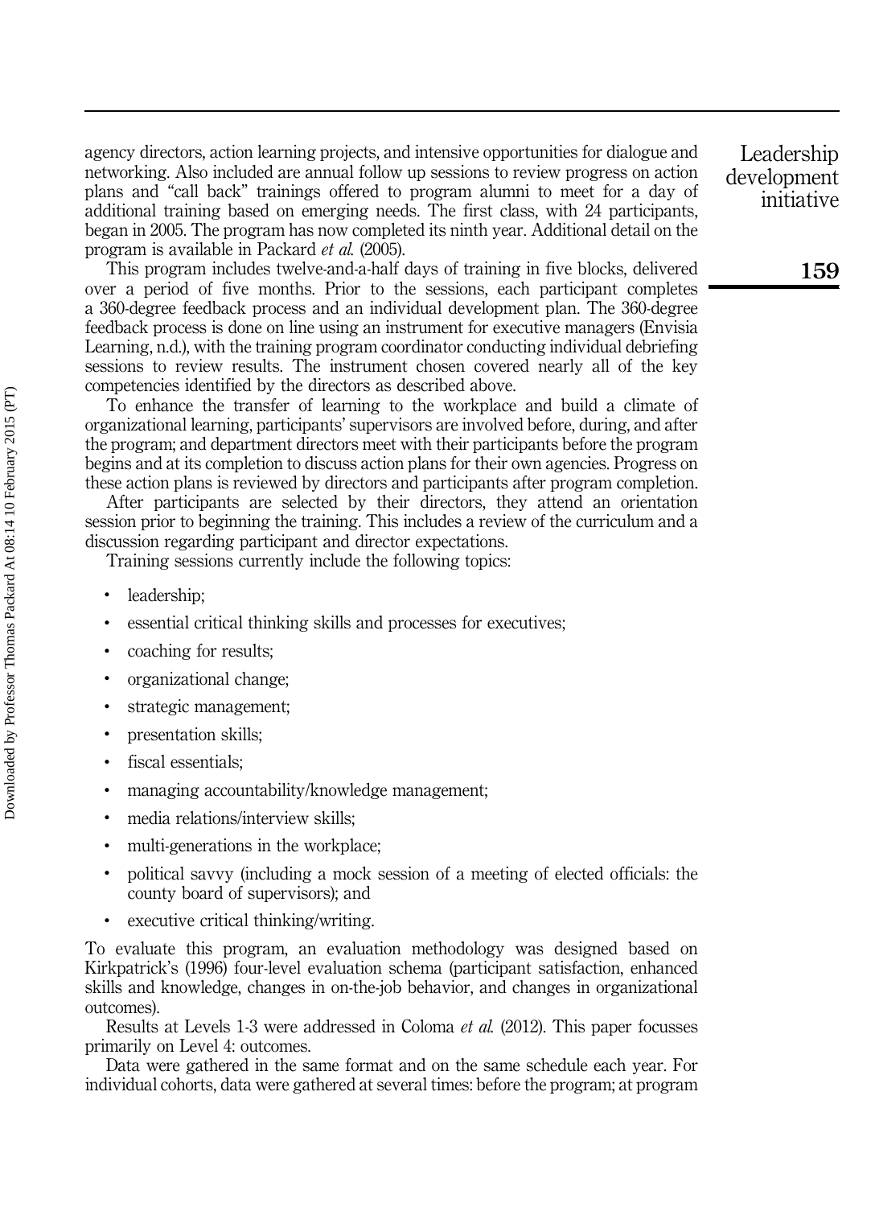agency directors, action learning projects, and intensive opportunities for dialogue and networking. Also included are annual follow up sessions to review progress on action plans and "call back" trainings offered to program alumni to meet for a day of additional training based on emerging needs. The first class, with 24 participants, began in 2005. The program has now completed its ninth year. Additional detail on the program is available in Packard *et al.* (2005).

This program includes twelve-and-a-half days of training in five blocks, delivered over a period of five months. Prior to the sessions, each participant completes a 360-degree feedback process and an individual development plan. The 360-degree feedback process is done on line using an instrument for executive managers (Envisia Learning, n.d.), with the training program coordinator conducting individual debriefing sessions to review results. The instrument chosen covered nearly all of the key competencies identified by the directors as described above.

To enhance the transfer of learning to the workplace and build a climate of organizational learning, participants' supervisors are involved before, during, and after the program; and department directors meet with their participants before the program begins and at its completion to discuss action plans for their own agencies. Progress on these action plans is reviewed by directors and participants after program completion.

After participants are selected by their directors, they attend an orientation session prior to beginning the training. This includes a review of the curriculum and a discussion regarding participant and director expectations.

Training sessions currently include the following topics:

- leadership;
- essential critical thinking skills and processes for executives;
- coaching for results;
- organizational change;
- strategic management;
- presentation skills;
- fiscal essentials;
- managing accountability/knowledge management;
- media relations/interview skills;
- multi-generations in the workplace;
- political savvy (including a mock session of a meeting of elected officials: the county board of supervisors); and
- executive critical thinking/writing.

To evaluate this program, an evaluation methodology was designed based on Kirkpatrick's (1996) four-level evaluation schema (participant satisfaction, enhanced skills and knowledge, changes in on-the-job behavior, and changes in organizational outcomes).

Results at Levels 1-3 were addressed in Coloma *et al.* (2012). This paper focusses primarily on Level 4: outcomes.

Data were gathered in the same format and on the same schedule each year. For individual cohorts, data were gathered at several times: before the program; at program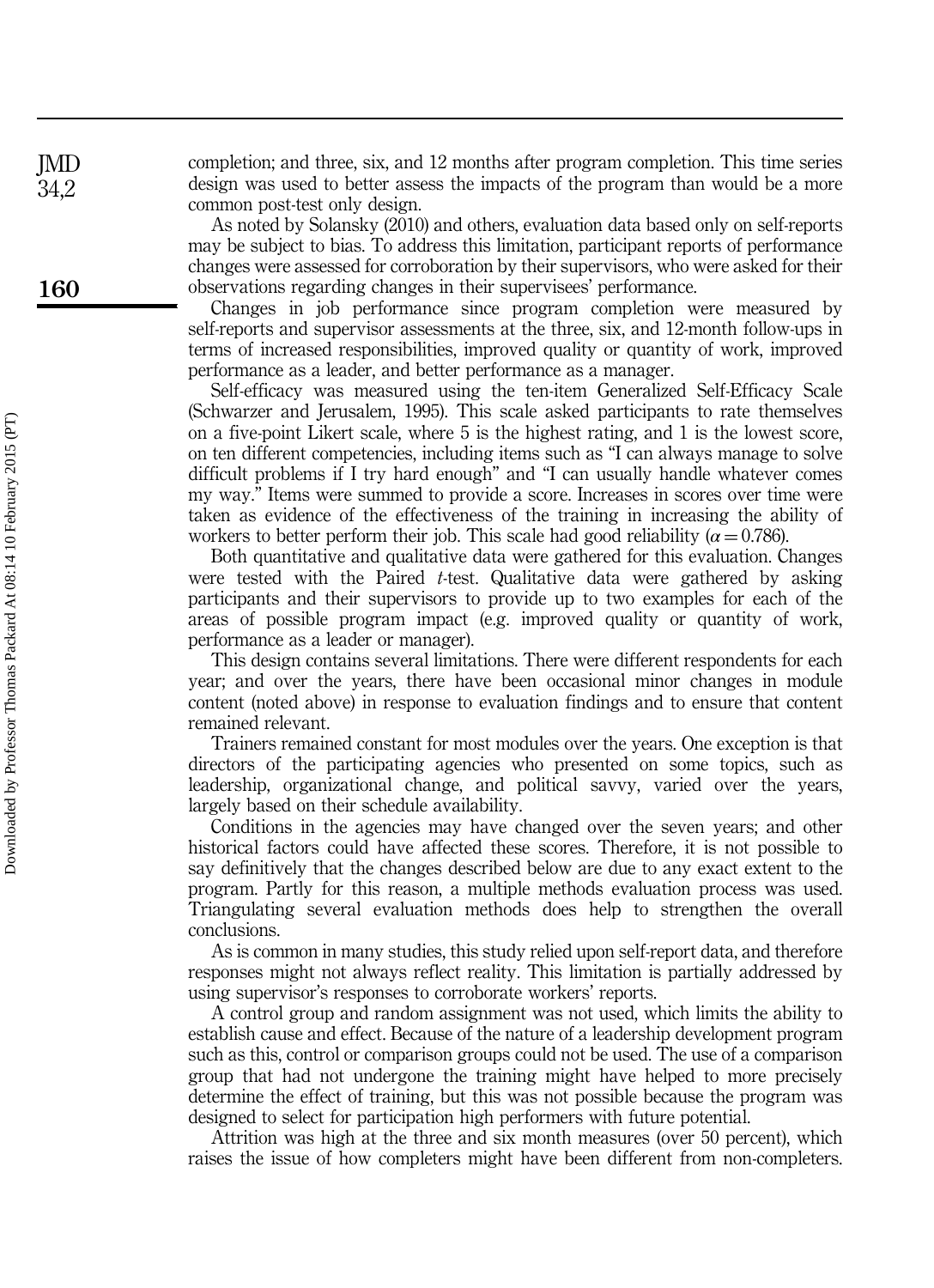completion; and three, six, and 12 months after program completion. This time series design was used to better assess the impacts of the program than would be a more common post-test only design.

As noted by Solansky (2010) and others, evaluation data based only on self-reports may be subject to bias. To address this limitation, participant reports of performance changes were assessed for corroboration by their supervisors, who were asked for their observations regarding changes in their supervisees' performance.

Changes in job performance since program completion were measured by self-reports and supervisor assessments at the three, six, and 12-month follow-ups in terms of increased responsibilities, improved quality or quantity of work, improved performance as a leader, and better performance as a manager.

Self-efficacy was measured using the ten-item Generalized Self-Efficacy Scale (Schwarzer and Jerusalem, 1995). This scale asked participants to rate themselves on a five-point Likert scale, where 5 is the highest rating, and 1 is the lowest score, on ten different competencies, including items such as "I can always manage to solve difficult problems if I try hard enough" and "I can usually handle whatever comes my way." Items were summed to provide a score. Increases in scores over time were taken as evidence of the effectiveness of the training in increasing the ability of workers to better perform their job. This scale had good reliability ($\alpha = 0.786$).

Both quantitative and qualitative data were gathered for this evaluation. Changes were tested with the Paired *t*-test. Qualitative data were gathered by asking participants and their supervisors to provide up to two examples for each of the areas of possible program impact (e.g. improved quality or quantity of work, performance as a leader or manager).

This design contains several limitations. There were different respondents for each year; and over the years, there have been occasional minor changes in module content (noted above) in response to evaluation findings and to ensure that content remained relevant.

Trainers remained constant for most modules over the years. One exception is that directors of the participating agencies who presented on some topics, such as leadership, organizational change, and political savvy, varied over the years, largely based on their schedule availability.

Conditions in the agencies may have changed over the seven years; and other historical factors could have affected these scores. Therefore, it is not possible to say definitively that the changes described below are due to any exact extent to the program. Partly for this reason, a multiple methods evaluation process was used. Triangulating several evaluation methods does help to strengthen the overall conclusions.

As is common in many studies, this study relied upon self-report data, and therefore responses might not always reflect reality. This limitation is partially addressed by using supervisor's responses to corroborate workers' reports.

A control group and random assignment was not used, which limits the ability to establish cause and effect. Because of the nature of a leadership development program such as this, control or comparison groups could not be used. The use of a comparison group that had not undergone the training might have helped to more precisely determine the effect of training, but this was not possible because the program was designed to select for participation high performers with future potential.

Attrition was high at the three and six month measures (over 50 percent), which raises the issue of how completers might have been different from non-completers.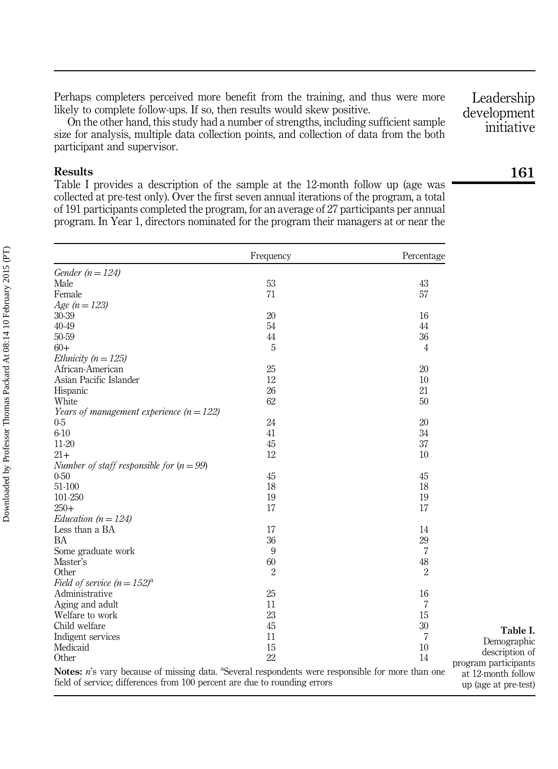Perhaps completers perceived more benefit from the training, and thus were more likely to complete follow-ups. If so, then results would skew positive.

On the other hand, this study had a number of strengths, including sufficient sample size for analysis, multiple data collection points, and collection of data from the both participant and supervisor.

## Results

Table I provides a description of the sample at the 12-month follow up (age was collected at pre-test only). Over the first seven annual iterations of the program, a total of 191 participants completed the program, for an average of 27 participants per annual program. In Year 1, directors nominated for the program their managers at or near the

| | Frequency | Percentage |
|---|---|---|
| *Gender (n = 124)* | | |
| Male | 53 | 43 |
| Female | 71 | 57 |
| *Age (n = 123)* | | |
| 30-39 | 20 | 16 |
| 40-49 | 54 | 44 |
| 50-59 | 44 | 36 |
| 60+ | 5 | 4 |
| *Ethnicity (n = 125)* | | |
| African-American | 25 | 20 |
| Asian Pacific Islander | 12 | 10 |
| Hispanic | 26 | 21 |
| White | 62 | 50 |
| *Years of management experience (n = 122)* | | |
| 0-5 | 24 | 20 |
| 6-10 | 41 | 34 |
| 11-20 | 45 | 37 |
| 21+ | 12 | 10 |
| *Number of staff responsible for (n = 99)* | | |
| 0-50 | 45 | 45 |
| 51-100 | 18 | 18 |
| 101-250 | 19 | 19 |
| 250+ | 17 | 17 |
| *Education (n = 124)* | | |
| Less than a BA | 17 | 14 |
| BA | 36 | 29 |
| Some graduate work | 9 | 7 |
| Master's | 60 | 48 |
| Other | 2 | 2 |
| *Field of service (n = 152)*[a] | | |
| Administrative | 25 | 16 |
| Aging and adult | 11 | 7 |
| Welfare to work | 23 | 15 |
| Child welfare | 45 | 30 |
| Indigent services | 11 | 7 |
| Medicaid | 15 | 10 |
| Other | 22 | 14 |

**Notes:** *n*'s vary because of missing data. [a]Several respondents were responsible for more than one field of service; differences from 100 percent are due to rounding errors

**Table I.** Demographic description of program participants at 12-month follow up (age at pre-test)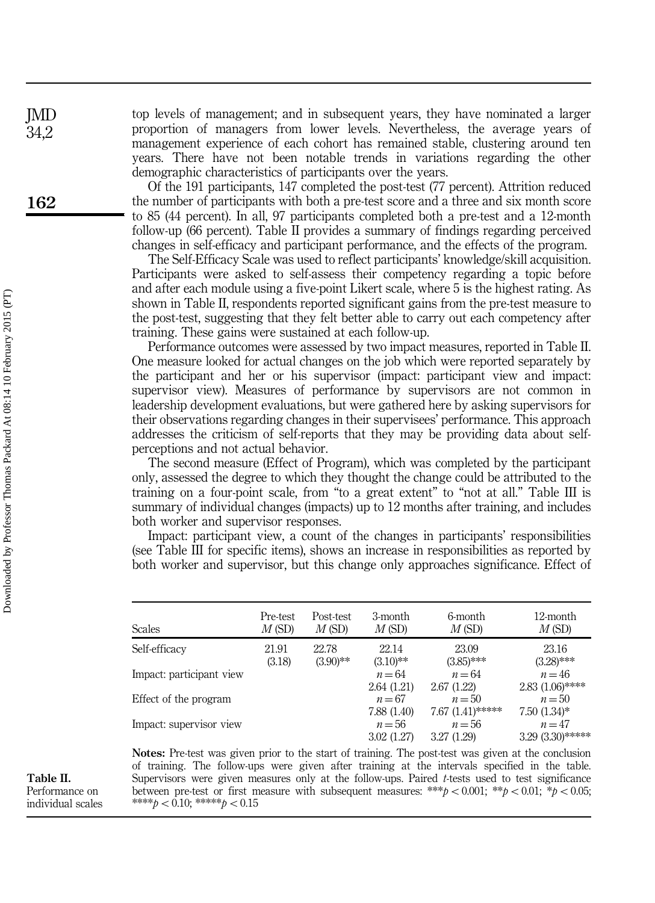top levels of management; and in subsequent years, they have nominated a larger proportion of managers from lower levels. Nevertheless, the average years of management experience of each cohort has remained stable, clustering around ten years. There have not been notable trends in variations regarding the other demographic characteristics of participants over the years.

Of the 191 participants, 147 completed the post-test (77 percent). Attrition reduced the number of participants with both a pre-test score and a three and six month score to 85 (44 percent). In all, 97 participants completed both a pre-test and a 12-month follow-up (66 percent). Table II provides a summary of findings regarding perceived changes in self-efficacy and participant performance, and the effects of the program.

The Self-Efficacy Scale was used to reflect participants' knowledge/skill acquisition. Participants were asked to self-assess their competency regarding a topic before and after each module using a five-point Likert scale, where 5 is the highest rating. As shown in Table II, respondents reported significant gains from the pre-test measure to the post-test, suggesting that they felt better able to carry out each competency after training. These gains were sustained at each follow-up.

Performance outcomes were assessed by two impact measures, reported in Table II. One measure looked for actual changes on the job which were reported separately by the participant and her or his supervisor (impact: participant view and impact: supervisor view). Measures of performance by supervisors are not common in leadership development evaluations, but were gathered here by asking supervisors for their observations regarding changes in their supervisees' performance. This approach addresses the criticism of self-reports that they may be providing data about self-perceptions and not actual behavior.

The second measure (Effect of Program), which was completed by the participant only, assessed the degree to which they thought the change could be attributed to the training on a four-point scale, from "to a great extent" to "not at all." Table III is summary of individual changes (impacts) up to 12 months after training, and includes both worker and supervisor responses.

Impact: participant view, a count of the changes in participants' responsibilities (see Table III for specific items), shows an increase in responsibilities as reported by both worker and supervisor, but this change only approaches significance. Effect of

**Table II.** Performance on individual scales

| Scales | Pre-test $M$ (SD) | Post-test $M$ (SD) | 3-month $M$ (SD) | 6-month $M$ (SD) | 12-month $M$ (SD) |
|---|---|---|---|---|---|
| Self-efficacy | 21.91 (3.18) | 22.78 (3.90)** | 22.14 (3.10)** | 23.09 (3.85)*** | 23.16 (3.28)*** |
| Impact: participant view | | | $n=64$ 2.64 (1.21) | $n=64$ 2.67 (1.22) | $n=46$ 2.83 (1.06)**** |
| Effect of the program | | | $n=67$ 7.88 (1.40) | $n=50$ 7.67 (1.41)***** | $n=50$ 7.50 (1.34)* |
| Impact: supervisor view | | | $n=56$ 3.02 (1.27) | $n=56$ 3.27 (1.29) | $n=47$ 3.29 (3.30)***** |

**Notes:** Pre-test was given prior to the start of training. The post-test was given at the conclusion of training. The follow-ups were given after training at the intervals specified in the table. Supervisors were given measures only at the follow-ups. Paired $t$-tests used to test significance between pre-test or first measure with subsequent measures: ***$p < 0.001$; **$p < 0.01$; *$p < 0.05$; ****$p < 0.10$; *****$p < 0.15$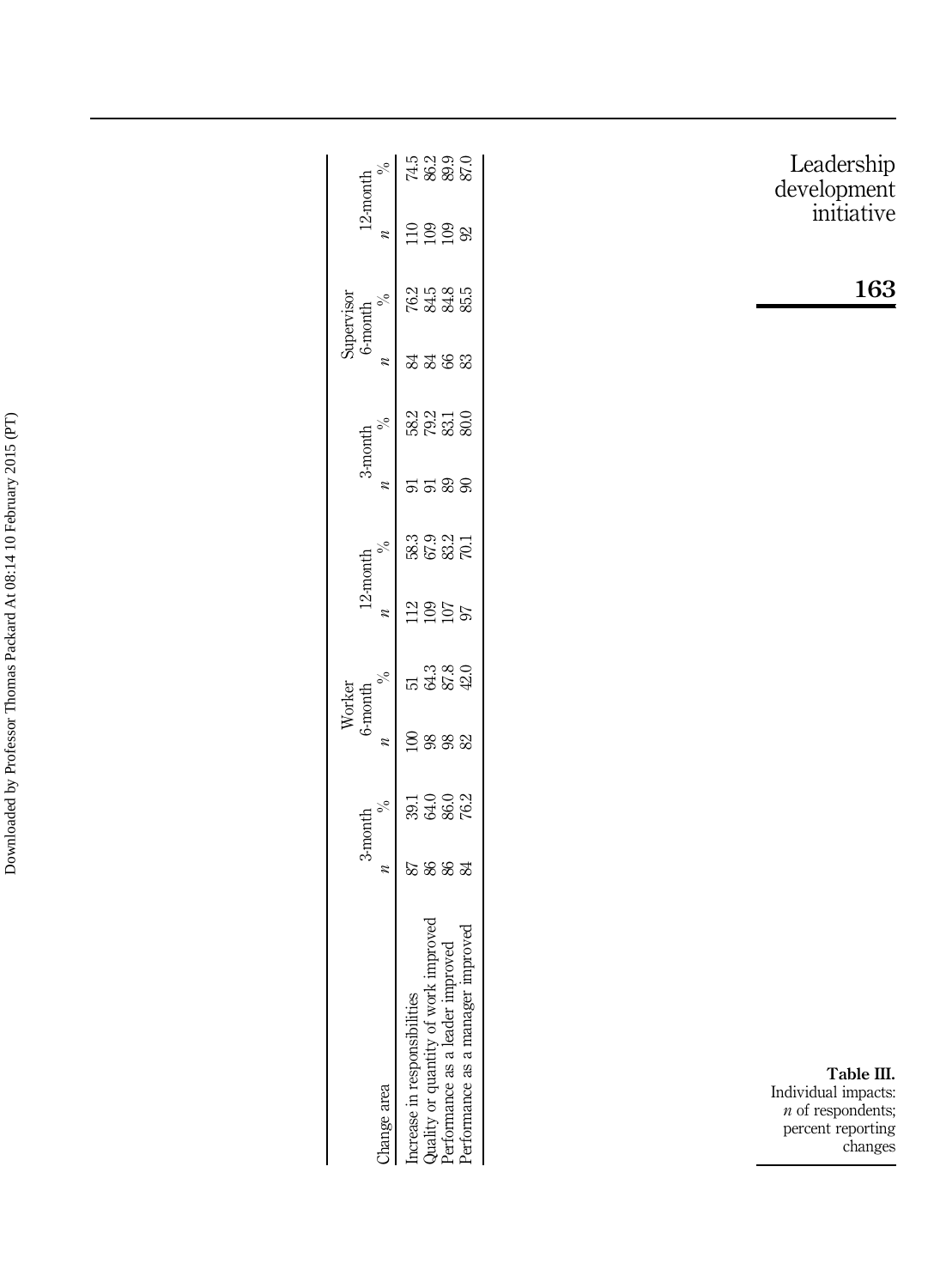**Table III.** Individual impacts: *n* of respondents; percent reporting changes

| Change area | Worker | | | | | | Supervisor | | | | | |
|---|---|---|---|---|---|---|---|---|---|---|---|---|
| | 3-month | | 6-month | | 12-month | | 3-month | | 6-month | | 12-month | |
| | *n* | % | *n* | % | *n* | % | *n* | % | *n* | % | *n* | % |
| Increase in responsibilities | 87 | 39.1 | 100 | 51 | 112 | 58.3 | 91 | 58.2 | 84 | 76.2 | 110 | 74.5 |
| Quality or quantity of work improved | 86 | 64.0 | 98 | 64.3 | 109 | 67.9 | 91 | 79.2 | 84 | 84.5 | 109 | 86.2 |
| Performance as a leader improved | 86 | 86.0 | 98 | 87.8 | 107 | 83.2 | 89 | 83.1 | 66 | 84.8 | 109 | 89.9 |
| Performance as a manager improved | 84 | 76.2 | 82 | 42.0 | 97 | 70.1 | 90 | 80.0 | 83 | 85.5 | 92 | 87.0 |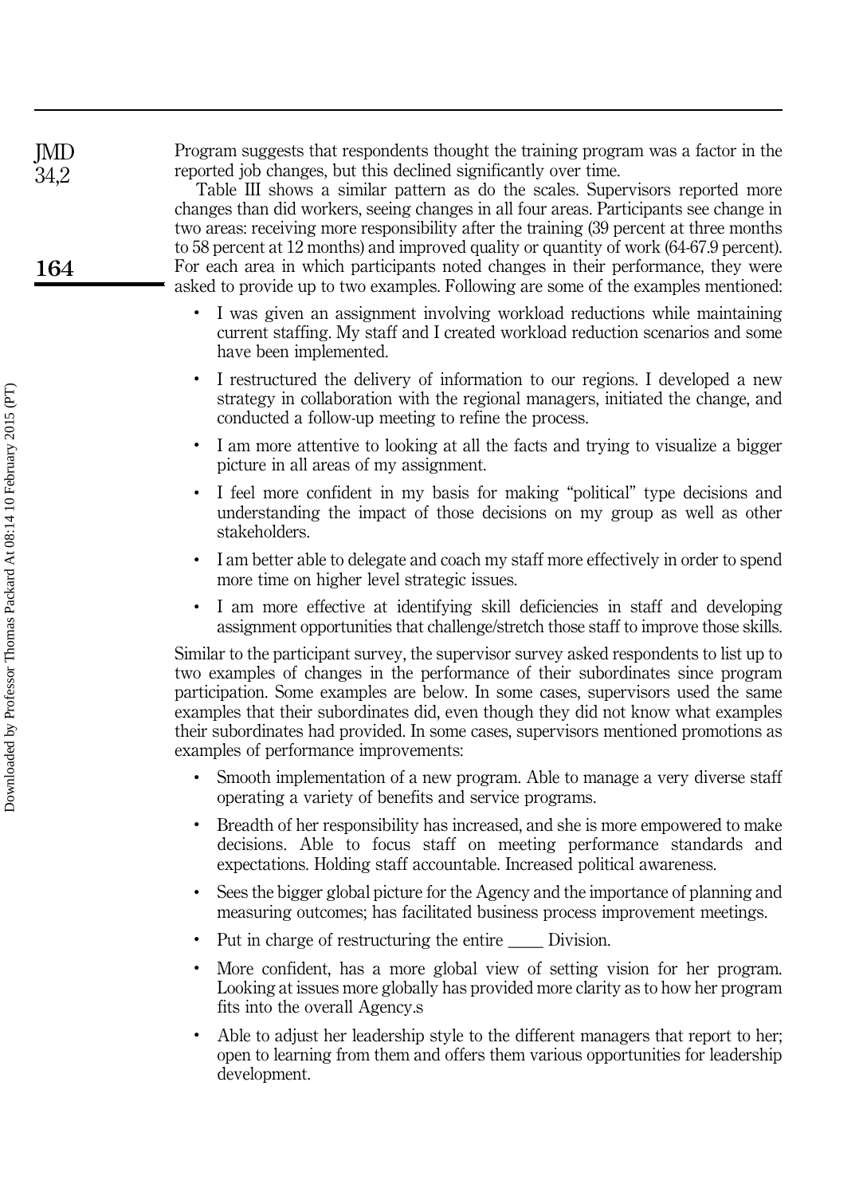Program suggests that respondents thought the training program was a factor in the reported job changes, but this declined significantly over time.

Table III shows a similar pattern as do the scales. Supervisors reported more changes than did workers, seeing changes in all four areas. Participants see change in two areas: receiving more responsibility after the training (39 percent at three months to 58 percent at 12 months) and improved quality or quantity of work (64-67.9 percent). For each area in which participants noted changes in their performance, they were asked to provide up to two examples. Following are some of the examples mentioned:

- I was given an assignment involving workload reductions while maintaining current staffing. My staff and I created workload reduction scenarios and some have been implemented.
- I restructured the delivery of information to our regions. I developed a new strategy in collaboration with the regional managers, initiated the change, and conducted a follow-up meeting to refine the process.
- I am more attentive to looking at all the facts and trying to visualize a bigger picture in all areas of my assignment.
- I feel more confident in my basis for making "political" type decisions and understanding the impact of those decisions on my group as well as other stakeholders.
- I am better able to delegate and coach my staff more effectively in order to spend more time on higher level strategic issues.
- I am more effective at identifying skill deficiencies in staff and developing assignment opportunities that challenge/stretch those staff to improve those skills.

Similar to the participant survey, the supervisor survey asked respondents to list up to two examples of changes in the performance of their subordinates since program participation. Some examples are below. In some cases, supervisors used the same examples that their subordinates did, even though they did not know what examples their subordinates had provided. In some cases, supervisors mentioned promotions as examples of performance improvements:

- Smooth implementation of a new program. Able to manage a very diverse staff operating a variety of benefits and service programs.
- Breadth of her responsibility has increased, and she is more empowered to make decisions. Able to focus staff on meeting performance standards and expectations. Holding staff accountable. Increased political awareness.
- Sees the bigger global picture for the Agency and the importance of planning and measuring outcomes; has facilitated business process improvement meetings.
- Put in charge of restructuring the entire ____ Division.
- More confident, has a more global view of setting vision for her program. Looking at issues more globally has provided more clarity as to how her program fits into the overall Agency.s
- Able to adjust her leadership style to the different managers that report to her; open to learning from them and offers them various opportunities for leadership development.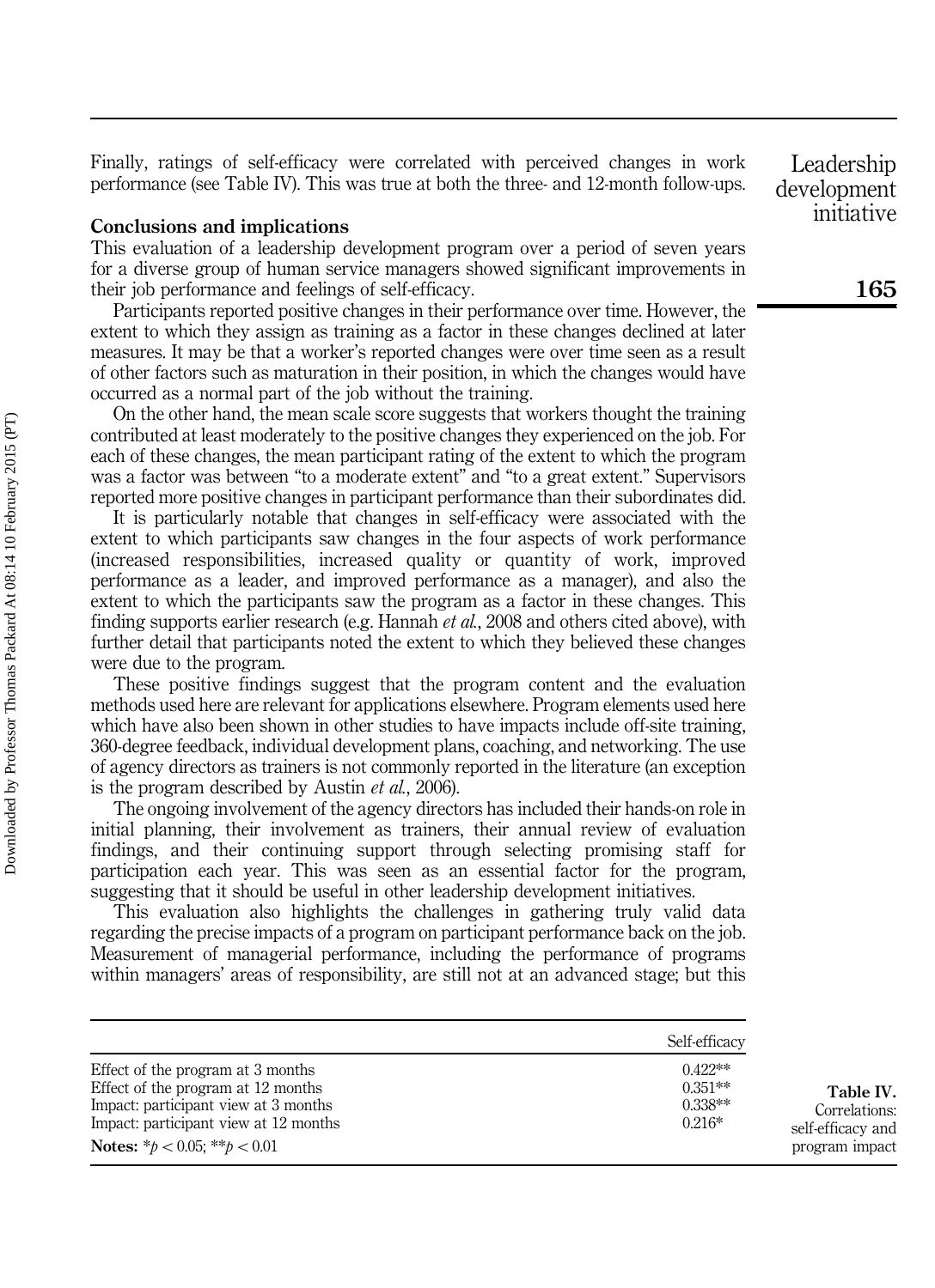Finally, ratings of self-efficacy were correlated with perceived changes in work performance (see Table IV). This was true at both the three- and 12-month follow-ups.

## Conclusions and implications

This evaluation of a leadership development program over a period of seven years for a diverse group of human service managers showed significant improvements in their job performance and feelings of self-efficacy.

Participants reported positive changes in their performance over time. However, the extent to which they assign as training as a factor in these changes declined at later measures. It may be that a worker's reported changes were over time seen as a result of other factors such as maturation in their position, in which the changes would have occurred as a normal part of the job without the training.

On the other hand, the mean scale score suggests that workers thought the training contributed at least moderately to the positive changes they experienced on the job. For each of these changes, the mean participant rating of the extent to which the program was a factor was between "to a moderate extent" and "to a great extent." Supervisors reported more positive changes in participant performance than their subordinates did.

It is particularly notable that changes in self-efficacy were associated with the extent to which participants saw changes in the four aspects of work performance (increased responsibilities, increased quality or quantity of work, improved performance as a leader, and improved performance as a manager), and also the extent to which the participants saw the program as a factor in these changes. This finding supports earlier research (e.g. Hannah *et al.*, 2008 and others cited above), with further detail that participants noted the extent to which they believed these changes were due to the program.

These positive findings suggest that the program content and the evaluation methods used here are relevant for applications elsewhere. Program elements used here which have also been shown in other studies to have impacts include off-site training, 360-degree feedback, individual development plans, coaching, and networking. The use of agency directors as trainers is not commonly reported in the literature (an exception is the program described by Austin *et al.*, 2006).

The ongoing involvement of the agency directors has included their hands-on role in initial planning, their involvement as trainers, their annual review of evaluation findings, and their continuing support through selecting promising staff for participation each year. This was seen as an essential factor for the program, suggesting that it should be useful in other leadership development initiatives.

This evaluation also highlights the challenges in gathering truly valid data regarding the precise impacts of a program on participant performance back on the job. Measurement of managerial performance, including the performance of programs within managers' areas of responsibility, are still not at an advanced stage; but this

| | Self-efficacy |
|---|---|
| Effect of the program at 3 months | 0.422** |
| Effect of the program at 12 months | 0.351** |
| Impact: participant view at 3 months | 0.338** |
| Impact: participant view at 12 months | 0.216* |

**Notes:** *$p < 0.05$; **$p < 0.01$

**Table IV.** Correlations: self-efficacy and program impact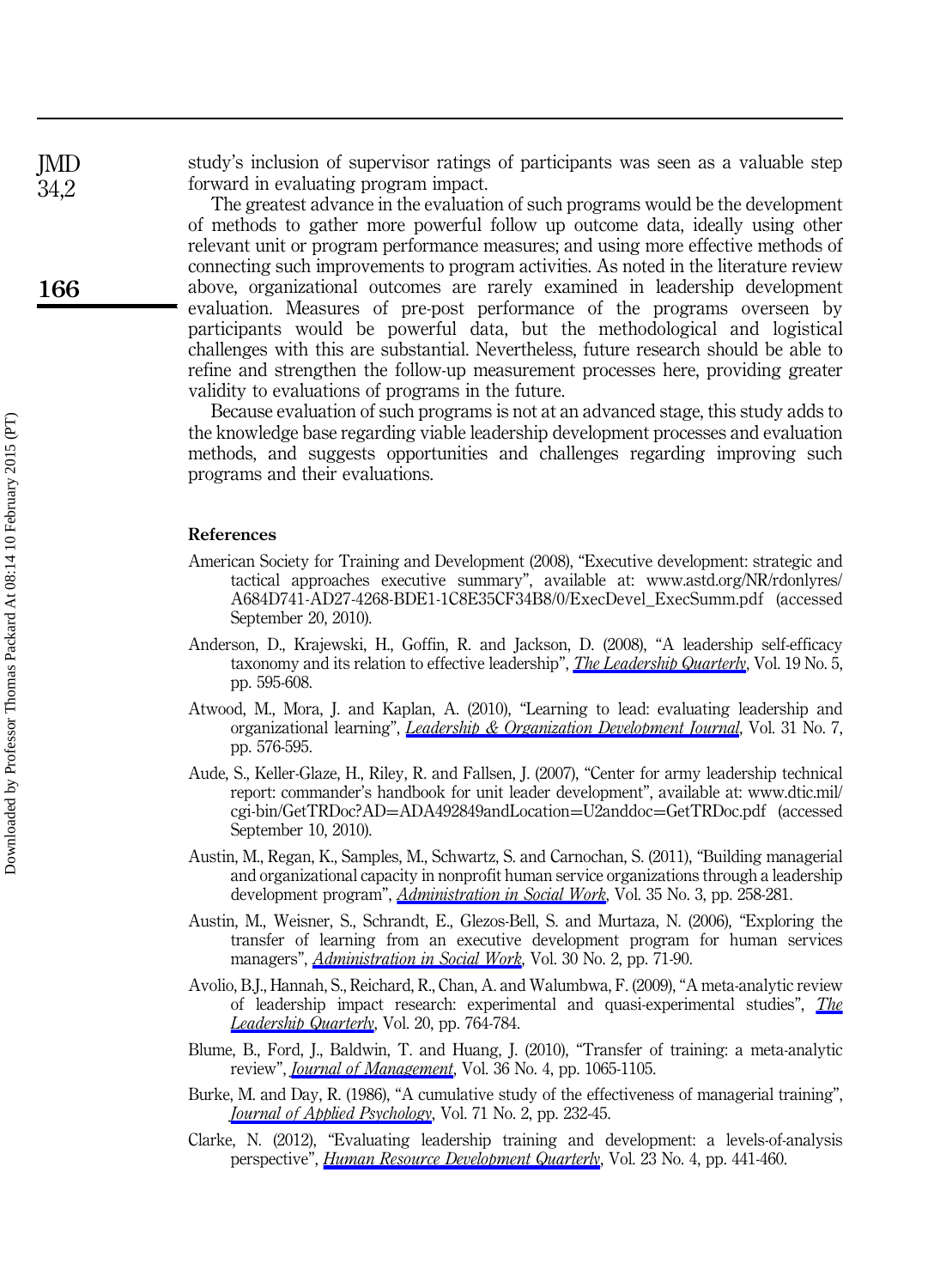study's inclusion of supervisor ratings of participants was seen as a valuable step forward in evaluating program impact.

The greatest advance in the evaluation of such programs would be the development of methods to gather more powerful follow up outcome data, ideally using other relevant unit or program performance measures; and using more effective methods of connecting such improvements to program activities. As noted in the literature review above, organizational outcomes are rarely examined in leadership development evaluation. Measures of pre-post performance of the programs overseen by participants would be powerful data, but the methodological and logistical challenges with this are substantial. Nevertheless, future research should be able to refine and strengthen the follow-up measurement processes here, providing greater validity to evaluations of programs in the future.

Because evaluation of such programs is not at an advanced stage, this study adds to the knowledge base regarding viable leadership development processes and evaluation methods, and suggests opportunities and challenges regarding improving such programs and their evaluations.

## References

American Society for Training and Development (2008), "Executive development: strategic and tactical approaches executive summary", available at: www.astd.org/NR/rdonlyres/A684D741-AD27-4268-BDE1-1C8E35CF34B8/0/ExecDevel_ExecSumm.pdf (accessed September 20, 2010).

Anderson, D., Krajewski, H., Goffin, R. and Jackson, D. (2008), "A leadership self-efficacy taxonomy and its relation to effective leadership", *The Leadership Quarterly*, Vol. 19 No. 5, pp. 595-608.

Atwood, M., Mora, J. and Kaplan, A. (2010), "Learning to lead: evaluating leadership and organizational learning", *Leadership & Organization Development Journal*, Vol. 31 No. 7, pp. 576-595.

Aude, S., Keller-Glaze, H., Riley, R. and Fallsen, J. (2007), "Center for army leadership technical report: commander's handbook for unit leader development", available at: www.dtic.mil/cgi-bin/GetTRDoc?AD=ADA492849andLocation=U2anddoc=GetTRDoc.pdf (accessed September 10, 2010).

Austin, M., Regan, K., Samples, M., Schwartz, S. and Carnochan, S. (2011), "Building managerial and organizational capacity in nonprofit human service organizations through a leadership development program", *Administration in Social Work*, Vol. 35 No. 3, pp. 258-281.

Austin, M., Weisner, S., Schrandt, E., Glezos-Bell, S. and Murtaza, N. (2006), "Exploring the transfer of learning from an executive development program for human services managers", *Administration in Social Work*, Vol. 30 No. 2, pp. 71-90.

Avolio, B.J., Hannah, S., Reichard, R., Chan, A. and Walumbwa, F. (2009), "A meta-analytic review of leadership impact research: experimental and quasi-experimental studies", *The Leadership Quarterly*, Vol. 20, pp. 764-784.

Blume, B., Ford, J., Baldwin, T. and Huang, J. (2010), "Transfer of training: a meta-analytic review", *Journal of Management*, Vol. 36 No. 4, pp. 1065-1105.

Burke, M. and Day, R. (1986), "A cumulative study of the effectiveness of managerial training", *Journal of Applied Psychology*, Vol. 71 No. 2, pp. 232-45.

Clarke, N. (2012), "Evaluating leadership training and development: a levels-of-analysis perspective", *Human Resource Development Quarterly*, Vol. 23 No. 4, pp. 441-460.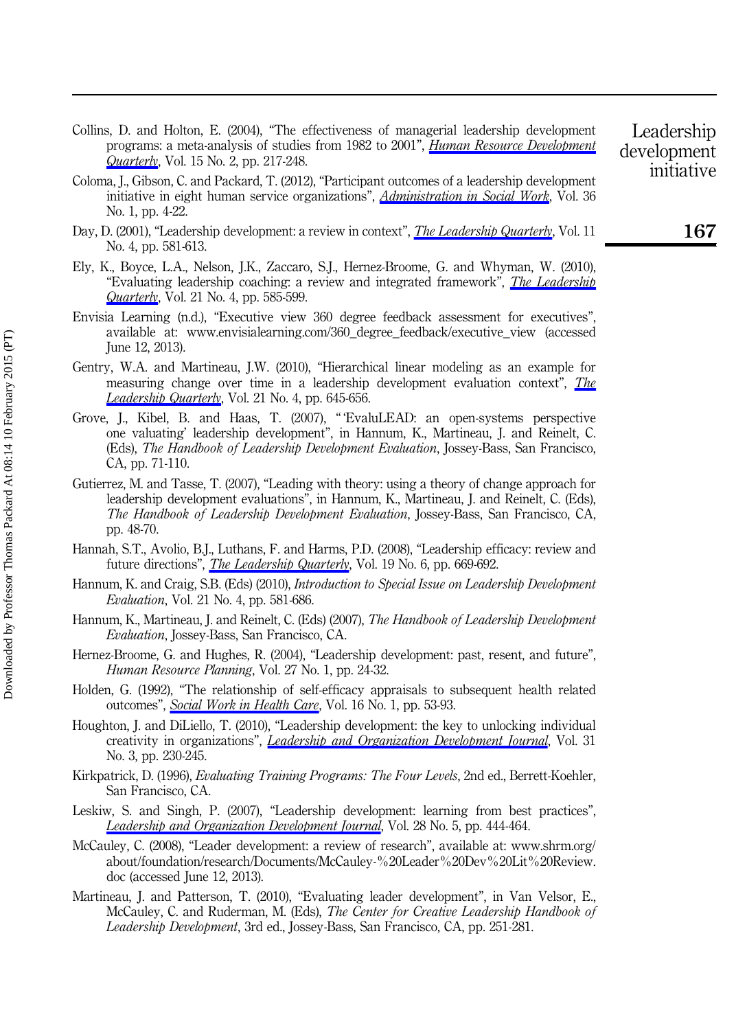Collins, D. and Holton, E. (2004), "The effectiveness of managerial leadership development programs: a meta-analysis of studies from 1982 to 2001", *Human Resource Development Quarterly*, Vol. 15 No. 2, pp. 217-248.

Coloma, J., Gibson, C. and Packard, T. (2012), "Participant outcomes of a leadership development initiative in eight human service organizations", *Administration in Social Work*, Vol. 36 No. 1, pp. 4-22.

Day, D. (2001), "Leadership development: a review in context", *The Leadership Quarterly*, Vol. 11 No. 4, pp. 581-613.

Ely, K., Boyce, L.A., Nelson, J.K., Zaccaro, S.J., Hernez-Broome, G. and Whyman, W. (2010), "Evaluating leadership coaching: a review and integrated framework", *The Leadership Quarterly*, Vol. 21 No. 4, pp. 585-599.

Envisia Learning (n.d.), "Executive view 360 degree feedback assessment for executives", available at: www.envisialearning.com/360_degree_feedback/executive_view (accessed June 12, 2013).

Gentry, W.A. and Martineau, J.W. (2010), "Hierarchical linear modeling as an example for measuring change over time in a leadership development evaluation context", *The Leadership Quarterly*, Vol. 21 No. 4, pp. 645-656.

Grove, J., Kibel, B. and Haas, T. (2007), "'EvaluLEAD: an open-systems perspective one valuating' leadership development", in Hannum, K., Martineau, J. and Reinelt, C. (Eds), *The Handbook of Leadership Development Evaluation*, Jossey-Bass, San Francisco, CA, pp. 71-110.

Gutierrez, M. and Tasse, T. (2007), "Leading with theory: using a theory of change approach for leadership development evaluations", in Hannum, K., Martineau, J. and Reinelt, C. (Eds), *The Handbook of Leadership Development Evaluation*, Jossey-Bass, San Francisco, CA, pp. 48-70.

Hannah, S.T., Avolio, B.J., Luthans, F. and Harms, P.D. (2008), "Leadership efficacy: review and future directions", *The Leadership Quarterly*, Vol. 19 No. 6, pp. 669-692.

Hannum, K. and Craig, S.B. (Eds) (2010), *Introduction to Special Issue on Leadership Development Evaluation*, Vol. 21 No. 4, pp. 581-686.

Hannum, K., Martineau, J. and Reinelt, C. (Eds) (2007), *The Handbook of Leadership Development Evaluation*, Jossey-Bass, San Francisco, CA.

Hernez-Broome, G. and Hughes, R. (2004), "Leadership development: past, resent, and future", *Human Resource Planning*, Vol. 27 No. 1, pp. 24-32.

Holden, G. (1992), "The relationship of self-efficacy appraisals to subsequent health related outcomes", *Social Work in Health Care*, Vol. 16 No. 1, pp. 53-93.

Houghton, J. and DiLiello, T. (2010), "Leadership development: the key to unlocking individual creativity in organizations", *Leadership and Organization Development Journal*, Vol. 31 No. 3, pp. 230-245.

Kirkpatrick, D. (1996), *Evaluating Training Programs: The Four Levels*, 2nd ed., Berrett-Koehler, San Francisco, CA.

Leskiw, S. and Singh, P. (2007), "Leadership development: learning from best practices", *Leadership and Organization Development Journal*, Vol. 28 No. 5, pp. 444-464.

McCauley, C. (2008), "Leader development: a review of research", available at: www.shrm.org/about/foundation/research/Documents/McCauley-%20Leader%20Dev%20Lit%20Review.doc (accessed June 12, 2013).

Martineau, J. and Patterson, T. (2010), "Evaluating leader development", in Van Velsor, E., McCauley, C. and Ruderman, M. (Eds), *The Center for Creative Leadership Handbook of Leadership Development*, 3rd ed., Jossey-Bass, San Francisco, CA, pp. 251-281.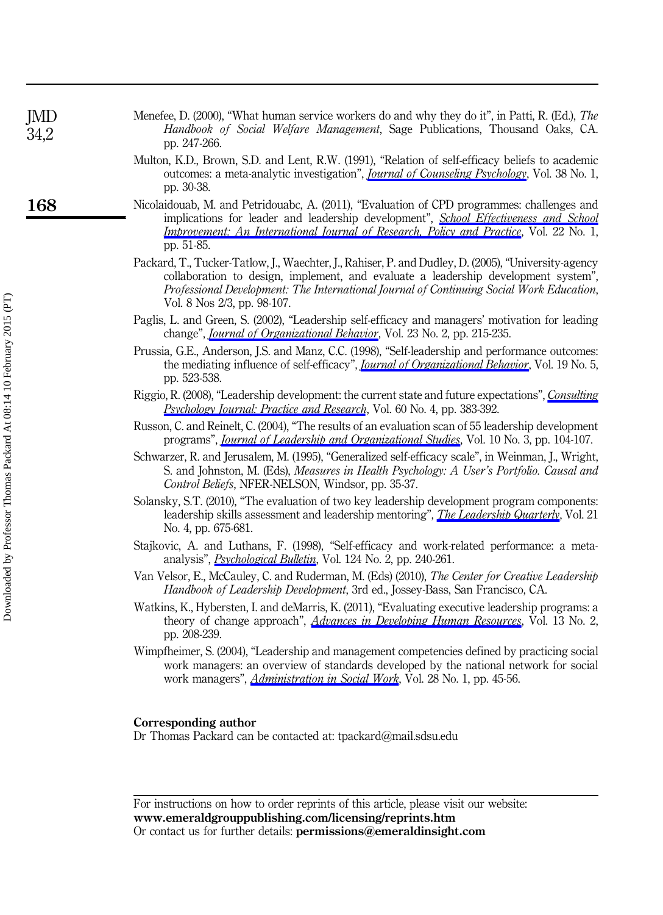Menefee, D. (2000), "What human service workers do and why they do it", in Patti, R. (Ed.), *The Handbook of Social Welfare Management*, Sage Publications, Thousand Oaks, CA. pp. 247-266.

Multon, K.D., Brown, S.D. and Lent, R.W. (1991), "Relation of self-efficacy beliefs to academic outcomes: a meta-analytic investigation", *Journal of Counseling Psychology*, Vol. 38 No. 1, pp. 30-38.

Nicolaidouab, M. and Petridouabc, A. (2011), "Evaluation of CPD programmes: challenges and implications for leader and leadership development", *School Effectiveness and School Improvement: An International Journal of Research, Policy and Practice*, Vol. 22 No. 1, pp. 51-85.

Packard, T., Tucker-Tatlow, J., Waechter, J., Rahiser, P. and Dudley, D. (2005), "University-agency collaboration to design, implement, and evaluate a leadership development system", *Professional Development: The International Journal of Continuing Social Work Education*, Vol. 8 Nos 2/3, pp. 98-107.

Paglis, L. and Green, S. (2002), "Leadership self-efficacy and managers' motivation for leading change", *Journal of Organizational Behavior*, Vol. 23 No. 2, pp. 215-235.

Prussia, G.E., Anderson, J.S. and Manz, C.C. (1998), "Self-leadership and performance outcomes: the mediating influence of self-efficacy", *Journal of Organizational Behavior*, Vol. 19 No. 5, pp. 523-538.

Riggio, R. (2008), "Leadership development: the current state and future expectations", *Consulting Psychology Journal: Practice and Research*, Vol. 60 No. 4, pp. 383-392.

Russon, C. and Reinelt, C. (2004), "The results of an evaluation scan of 55 leadership development programs", *Journal of Leadership and Organizational Studies*, Vol. 10 No. 3, pp. 104-107.

Schwarzer, R. and Jerusalem, M. (1995), "Generalized self-efficacy scale", in Weinman, J., Wright, S. and Johnston, M. (Eds), *Measures in Health Psychology: A User's Portfolio. Causal and Control Beliefs*, NFER-NELSON, Windsor, pp. 35-37.

Solansky, S.T. (2010), "The evaluation of two key leadership development program components: leadership skills assessment and leadership mentoring", *The Leadership Quarterly*, Vol. 21 No. 4, pp. 675-681.

Stajkovic, A. and Luthans, F. (1998), "Self-efficacy and work-related performance: a meta-analysis", *Psychological Bulletin*, Vol. 124 No. 2, pp. 240-261.

Van Velsor, E., McCauley, C. and Ruderman, M. (Eds) (2010), *The Center for Creative Leadership Handbook of Leadership Development*, 3rd ed., Jossey-Bass, San Francisco, CA.

Watkins, K., Hybersten, I. and deMarris, K. (2011), "Evaluating executive leadership programs: a theory of change approach", *Advances in Developing Human Resources*, Vol. 13 No. 2, pp. 208-239.

Wimpfheimer, S. (2004), "Leadership and management competencies defined by practicing social work managers: an overview of standards developed by the national network for social work managers", *Administration in Social Work*, Vol. 28 No. 1, pp. 45-56.

**Corresponding author**

Dr Thomas Packard can be contacted at: tpackard@mail.sdsu.edu

For instructions on how to order reprints of this article, please visit our website:
**www.emeraldgrouppublishing.com/licensing/reprints.htm**
Or contact us for further details: **permissions@emeraldinsight.com**